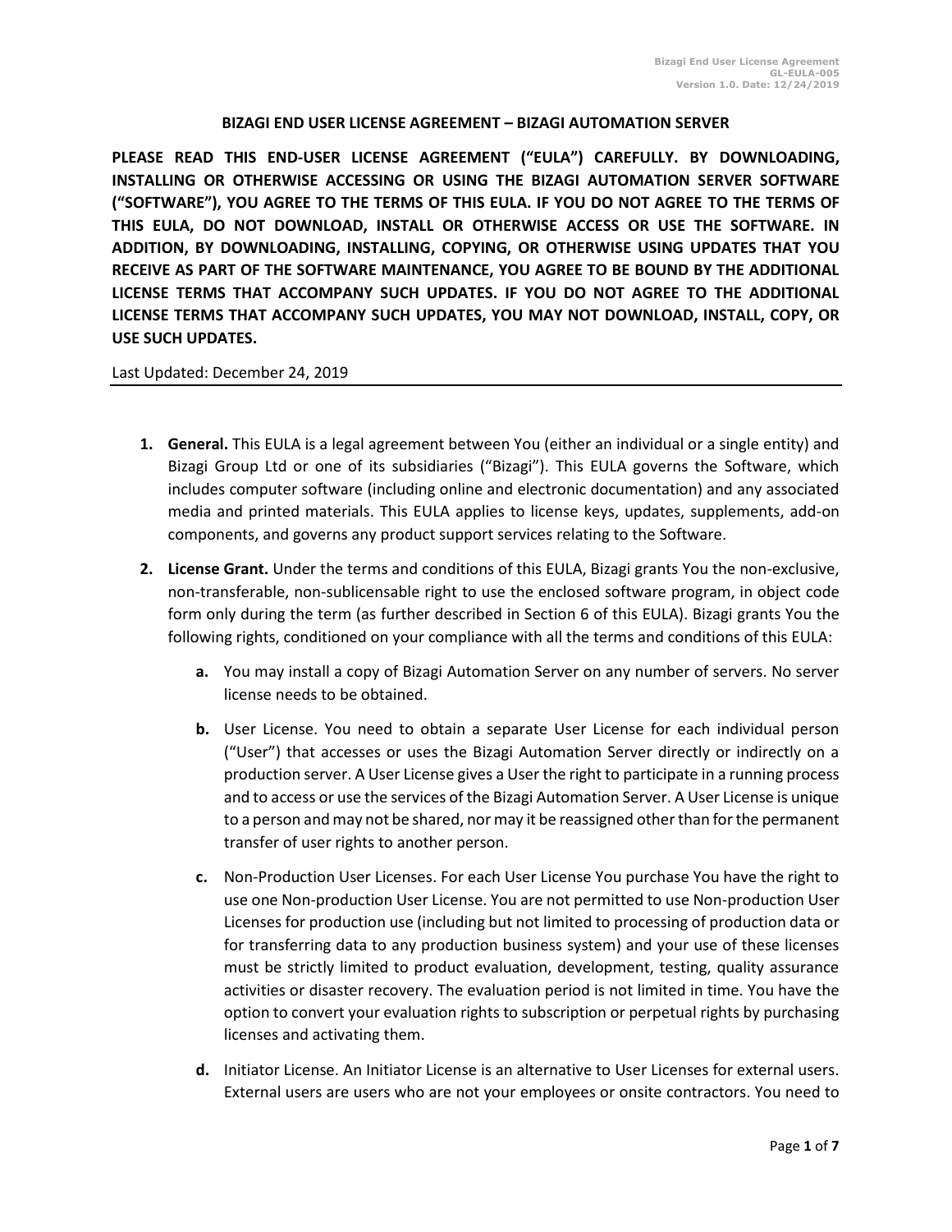# BIZAGI END USER LICENSE AGREEMENT – BIZAGI AUTOMATION SERVER

**PLEASE READ THIS END-USER LICENSE AGREEMENT ("EULA") CAREFULLY. BY DOWNLOADING, INSTALLING OR OTHERWISE ACCESSING OR USING THE BIZAGI AUTOMATION SERVER SOFTWARE ("SOFTWARE"), YOU AGREE TO THE TERMS OF THIS EULA. IF YOU DO NOT AGREE TO THE TERMS OF THIS EULA, DO NOT DOWNLOAD, INSTALL OR OTHERWISE ACCESS OR USE THE SOFTWARE. IN ADDITION, BY DOWNLOADING, INSTALLING, COPYING, OR OTHERWISE USING UPDATES THAT YOU RECEIVE AS PART OF THE SOFTWARE MAINTENANCE, YOU AGREE TO BE BOUND BY THE ADDITIONAL LICENSE TERMS THAT ACCOMPANY SUCH UPDATES. IF YOU DO NOT AGREE TO THE ADDITIONAL LICENSE TERMS THAT ACCOMPANY SUCH UPDATES, YOU MAY NOT DOWNLOAD, INSTALL, COPY, OR USE SUCH UPDATES.**

Last Updated: December 24, 2019

1. **General.** This EULA is a legal agreement between You (either an individual or a single entity) and Bizagi Group Ltd or one of its subsidiaries ("Bizagi"). This EULA governs the Software, which includes computer software (including online and electronic documentation) and any associated media and printed materials. This EULA applies to license keys, updates, supplements, add-on components, and governs any product support services relating to the Software.

2. **License Grant.** Under the terms and conditions of this EULA, Bizagi grants You the non-exclusive, non-transferable, non-sublicensable right to use the enclosed software program, in object code form only during the term (as further described in Section 6 of this EULA). Bizagi grants You the following rights, conditioned on your compliance with all the terms and conditions of this EULA:

   a. You may install a copy of Bizagi Automation Server on any number of servers. No server license needs to be obtained.

   b. User License. You need to obtain a separate User License for each individual person ("User") that accesses or uses the Bizagi Automation Server directly or indirectly on a production server. A User License gives a User the right to participate in a running process and to access or use the services of the Bizagi Automation Server. A User License is unique to a person and may not be shared, nor may it be reassigned other than for the permanent transfer of user rights to another person.

   c. Non-Production User Licenses. For each User License You purchase You have the right to use one Non-production User License. You are not permitted to use Non-production User Licenses for production use (including but not limited to processing of production data or for transferring data to any production business system) and your use of these licenses must be strictly limited to product evaluation, development, testing, quality assurance activities or disaster recovery. The evaluation period is not limited in time. You have the option to convert your evaluation rights to subscription or perpetual rights by purchasing licenses and activating them.

   d. Initiator License. An Initiator License is an alternative to User Licenses for external users. External users are users who are not your employees or onsite contractors. You need to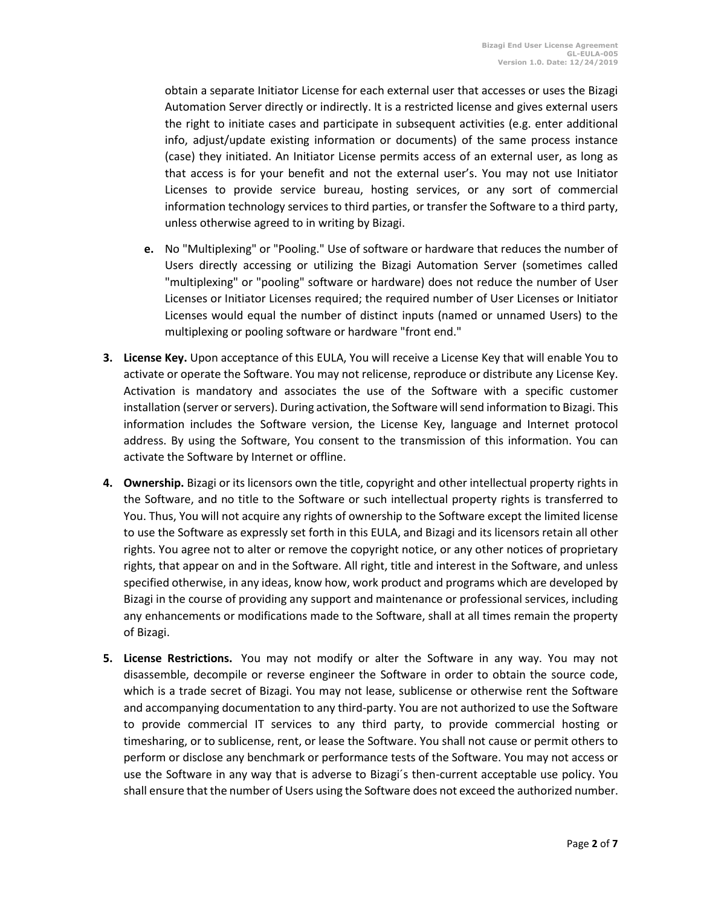obtain a separate Initiator License for each external user that accesses or uses the Bizagi Automation Server directly or indirectly. It is a restricted license and gives external users the right to initiate cases and participate in subsequent activities (e.g. enter additional info, adjust/update existing information or documents) of the same process instance (case) they initiated. An Initiator License permits access of an external user, as long as that access is for your benefit and not the external user's. You may not use Initiator Licenses to provide service bureau, hosting services, or any sort of commercial information technology services to third parties, or transfer the Software to a third party, unless otherwise agreed to in writing by Bizagi.

   **e.** No "Multiplexing" or "Pooling." Use of software or hardware that reduces the number of Users directly accessing or utilizing the Bizagi Automation Server (sometimes called "multiplexing" or "pooling" software or hardware) does not reduce the number of User Licenses or Initiator Licenses required; the required number of User Licenses or Initiator Licenses would equal the number of distinct inputs (named or unnamed Users) to the multiplexing or pooling software or hardware "front end."

**3. License Key.** Upon acceptance of this EULA, You will receive a License Key that will enable You to activate or operate the Software. You may not relicense, reproduce or distribute any License Key. Activation is mandatory and associates the use of the Software with a specific customer installation (server or servers). During activation, the Software will send information to Bizagi. This information includes the Software version, the License Key, language and Internet protocol address. By using the Software, You consent to the transmission of this information. You can activate the Software by Internet or offline.

**4. Ownership.** Bizagi or its licensors own the title, copyright and other intellectual property rights in the Software, and no title to the Software or such intellectual property rights is transferred to You. Thus, You will not acquire any rights of ownership to the Software except the limited license to use the Software as expressly set forth in this EULA, and Bizagi and its licensors retain all other rights. You agree not to alter or remove the copyright notice, or any other notices of proprietary rights, that appear on and in the Software. All right, title and interest in the Software, and unless specified otherwise, in any ideas, know how, work product and programs which are developed by Bizagi in the course of providing any support and maintenance or professional services, including any enhancements or modifications made to the Software, shall at all times remain the property of Bizagi.

**5. License Restrictions.** You may not modify or alter the Software in any way. You may not disassemble, decompile or reverse engineer the Software in order to obtain the source code, which is a trade secret of Bizagi. You may not lease, sublicense or otherwise rent the Software and accompanying documentation to any third-party. You are not authorized to use the Software to provide commercial IT services to any third party, to provide commercial hosting or timesharing, or to sublicense, rent, or lease the Software. You shall not cause or permit others to perform or disclose any benchmark or performance tests of the Software. You may not access or use the Software in any way that is adverse to Bizagi´s then-current acceptable use policy. You shall ensure that the number of Users using the Software does not exceed the authorized number.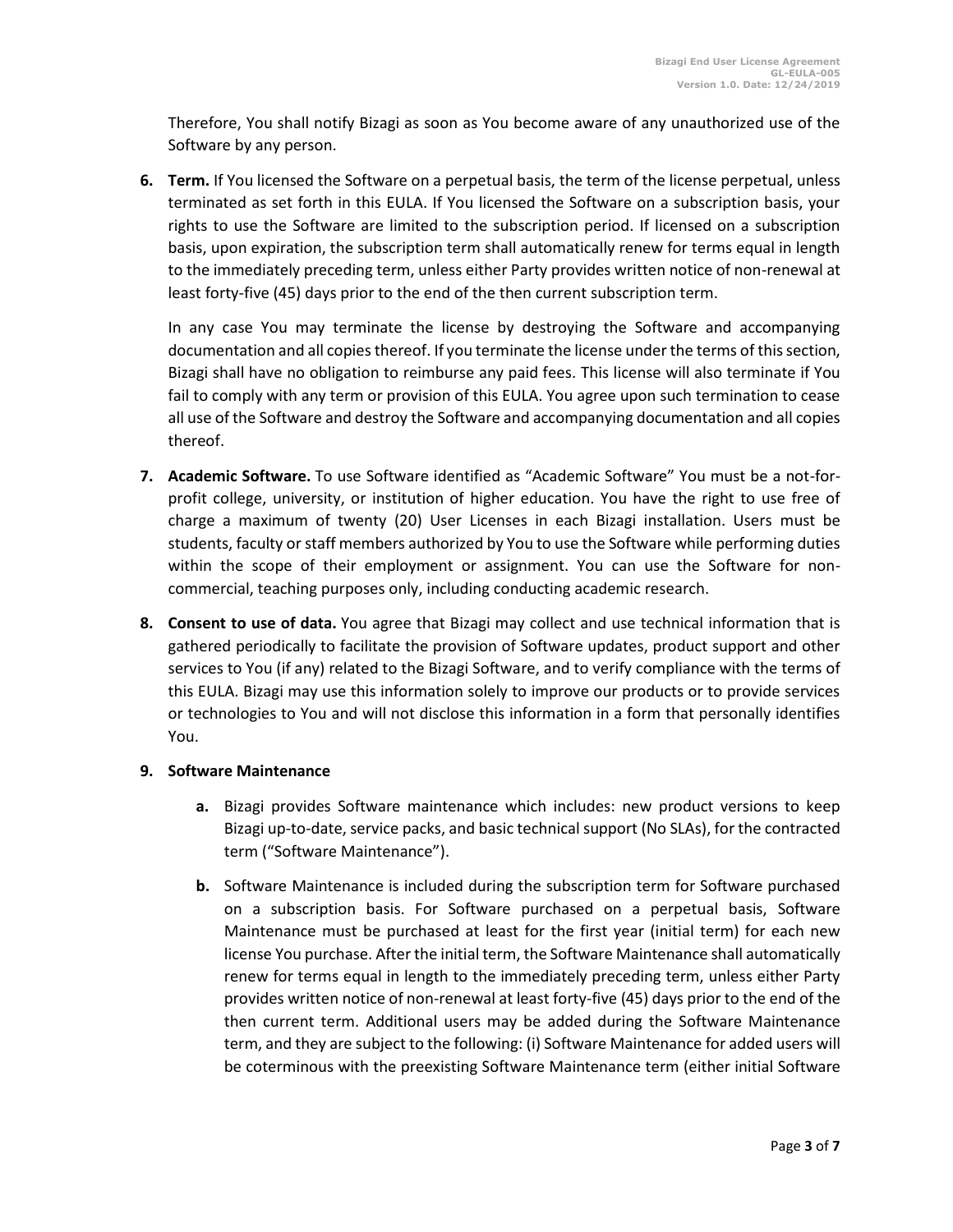Therefore, You shall notify Bizagi as soon as You become aware of any unauthorized use of the Software by any person.

6. **Term.** If You licensed the Software on a perpetual basis, the term of the license perpetual, unless terminated as set forth in this EULA. If You licensed the Software on a subscription basis, your rights to use the Software are limited to the subscription period. If licensed on a subscription basis, upon expiration, the subscription term shall automatically renew for terms equal in length to the immediately preceding term, unless either Party provides written notice of non-renewal at least forty-five (45) days prior to the end of the then current subscription term.

   In any case You may terminate the license by destroying the Software and accompanying documentation and all copies thereof. If you terminate the license under the terms of this section, Bizagi shall have no obligation to reimburse any paid fees. This license will also terminate if You fail to comply with any term or provision of this EULA. You agree upon such termination to cease all use of the Software and destroy the Software and accompanying documentation and all copies thereof.

7. **Academic Software.** To use Software identified as "Academic Software" You must be a not-for-profit college, university, or institution of higher education. You have the right to use free of charge a maximum of twenty (20) User Licenses in each Bizagi installation. Users must be students, faculty or staff members authorized by You to use the Software while performing duties within the scope of their employment or assignment. You can use the Software for non-commercial, teaching purposes only, including conducting academic research.

8. **Consent to use of data.** You agree that Bizagi may collect and use technical information that is gathered periodically to facilitate the provision of Software updates, product support and other services to You (if any) related to the Bizagi Software, and to verify compliance with the terms of this EULA. Bizagi may use this information solely to improve our products or to provide services or technologies to You and will not disclose this information in a form that personally identifies You.

9. **Software Maintenance**

   a. Bizagi provides Software maintenance which includes: new product versions to keep Bizagi up-to-date, service packs, and basic technical support (No SLAs), for the contracted term ("Software Maintenance").

   b. Software Maintenance is included during the subscription term for Software purchased on a subscription basis. For Software purchased on a perpetual basis, Software Maintenance must be purchased at least for the first year (initial term) for each new license You purchase. After the initial term, the Software Maintenance shall automatically renew for terms equal in length to the immediately preceding term, unless either Party provides written notice of non-renewal at least forty-five (45) days prior to the end of the then current term. Additional users may be added during the Software Maintenance term, and they are subject to the following: (i) Software Maintenance for added users will be coterminous with the preexisting Software Maintenance term (either initial Software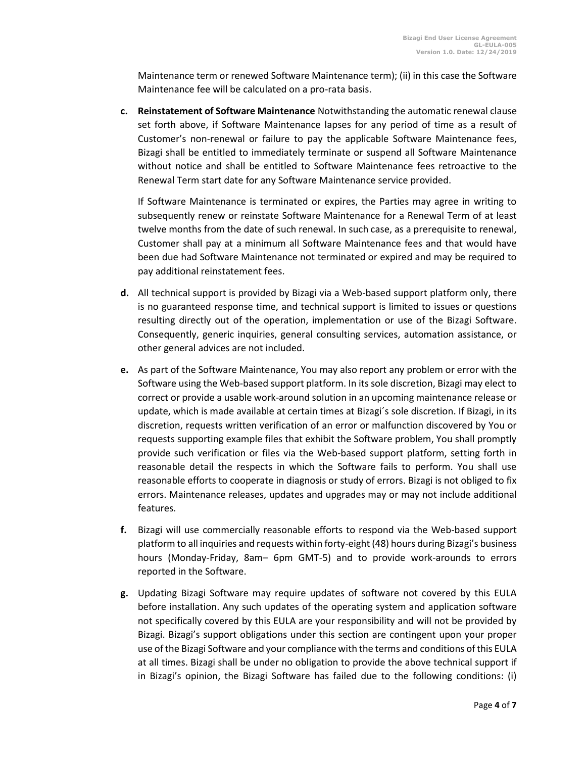Maintenance term or renewed Software Maintenance term); (ii) in this case the Software Maintenance fee will be calculated on a pro-rata basis.

**c.** **Reinstatement of Software Maintenance** Notwithstanding the automatic renewal clause set forth above, if Software Maintenance lapses for any period of time as a result of Customer's non-renewal or failure to pay the applicable Software Maintenance fees, Bizagi shall be entitled to immediately terminate or suspend all Software Maintenance without notice and shall be entitled to Software Maintenance fees retroactive to the Renewal Term start date for any Software Maintenance service provided.

If Software Maintenance is terminated or expires, the Parties may agree in writing to subsequently renew or reinstate Software Maintenance for a Renewal Term of at least twelve months from the date of such renewal. In such case, as a prerequisite to renewal, Customer shall pay at a minimum all Software Maintenance fees and that would have been due had Software Maintenance not terminated or expired and may be required to pay additional reinstatement fees.

**d.** All technical support is provided by Bizagi via a Web-based support platform only, there is no guaranteed response time, and technical support is limited to issues or questions resulting directly out of the operation, implementation or use of the Bizagi Software. Consequently, generic inquiries, general consulting services, automation assistance, or other general advices are not included.

**e.** As part of the Software Maintenance, You may also report any problem or error with the Software using the Web-based support platform. In its sole discretion, Bizagi may elect to correct or provide a usable work-around solution in an upcoming maintenance release or update, which is made available at certain times at Bizagi´s sole discretion. If Bizagi, in its discretion, requests written verification of an error or malfunction discovered by You or requests supporting example files that exhibit the Software problem, You shall promptly provide such verification or files via the Web-based support platform, setting forth in reasonable detail the respects in which the Software fails to perform. You shall use reasonable efforts to cooperate in diagnosis or study of errors. Bizagi is not obliged to fix errors. Maintenance releases, updates and upgrades may or may not include additional features.

**f.** Bizagi will use commercially reasonable efforts to respond via the Web-based support platform to all inquiries and requests within forty-eight (48) hours during Bizagi's business hours (Monday-Friday, 8am– 6pm GMT-5) and to provide work-arounds to errors reported in the Software.

**g.** Updating Bizagi Software may require updates of software not covered by this EULA before installation. Any such updates of the operating system and application software not specifically covered by this EULA are your responsibility and will not be provided by Bizagi. Bizagi's support obligations under this section are contingent upon your proper use of the Bizagi Software and your compliance with the terms and conditions of this EULA at all times. Bizagi shall be under no obligation to provide the above technical support if in Bizagi's opinion, the Bizagi Software has failed due to the following conditions: (i)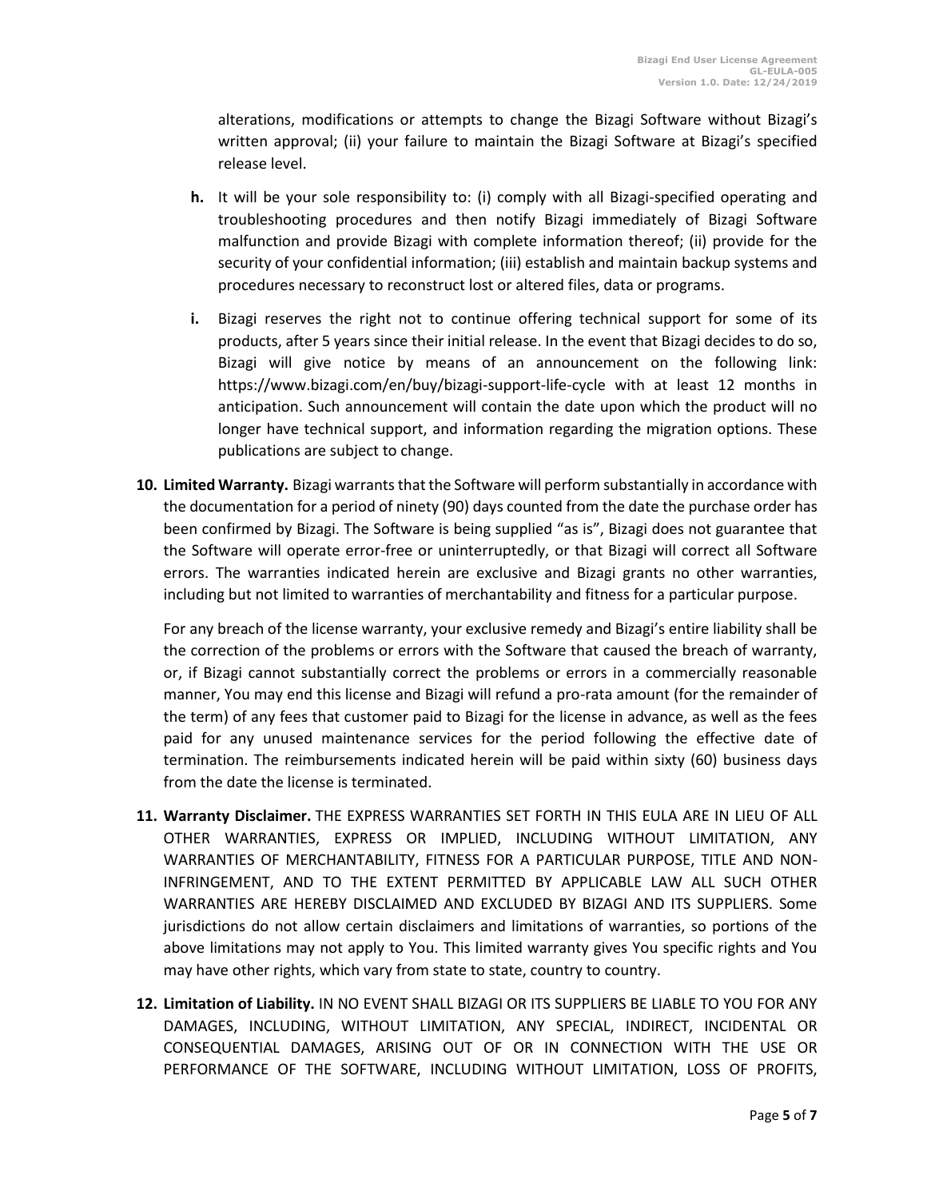alterations, modifications or attempts to change the Bizagi Software without Bizagi's written approval; (ii) your failure to maintain the Bizagi Software at Bizagi's specified release level.

**h.** It will be your sole responsibility to: (i) comply with all Bizagi-specified operating and troubleshooting procedures and then notify Bizagi immediately of Bizagi Software malfunction and provide Bizagi with complete information thereof; (ii) provide for the security of your confidential information; (iii) establish and maintain backup systems and procedures necessary to reconstruct lost or altered files, data or programs.

**i.** Bizagi reserves the right not to continue offering technical support for some of its products, after 5 years since their initial release. In the event that Bizagi decides to do so, Bizagi will give notice by means of an announcement on the following link: https://www.bizagi.com/en/buy/bizagi-support-life-cycle with at least 12 months in anticipation. Such announcement will contain the date upon which the product will no longer have technical support, and information regarding the migration options. These publications are subject to change.

**10. Limited Warranty.** Bizagi warrants that the Software will perform substantially in accordance with the documentation for a period of ninety (90) days counted from the date the purchase order has been confirmed by Bizagi. The Software is being supplied "as is", Bizagi does not guarantee that the Software will operate error-free or uninterruptedly, or that Bizagi will correct all Software errors. The warranties indicated herein are exclusive and Bizagi grants no other warranties, including but not limited to warranties of merchantability and fitness for a particular purpose.

For any breach of the license warranty, your exclusive remedy and Bizagi's entire liability shall be the correction of the problems or errors with the Software that caused the breach of warranty, or, if Bizagi cannot substantially correct the problems or errors in a commercially reasonable manner, You may end this license and Bizagi will refund a pro-rata amount (for the remainder of the term) of any fees that customer paid to Bizagi for the license in advance, as well as the fees paid for any unused maintenance services for the period following the effective date of termination. The reimbursements indicated herein will be paid within sixty (60) business days from the date the license is terminated.

**11. Warranty Disclaimer.** THE EXPRESS WARRANTIES SET FORTH IN THIS EULA ARE IN LIEU OF ALL OTHER WARRANTIES, EXPRESS OR IMPLIED, INCLUDING WITHOUT LIMITATION, ANY WARRANTIES OF MERCHANTABILITY, FITNESS FOR A PARTICULAR PURPOSE, TITLE AND NON-INFRINGEMENT, AND TO THE EXTENT PERMITTED BY APPLICABLE LAW ALL SUCH OTHER WARRANTIES ARE HEREBY DISCLAIMED AND EXCLUDED BY BIZAGI AND ITS SUPPLIERS. Some jurisdictions do not allow certain disclaimers and limitations of warranties, so portions of the above limitations may not apply to You. This limited warranty gives You specific rights and You may have other rights, which vary from state to state, country to country.

**12. Limitation of Liability.** IN NO EVENT SHALL BIZAGI OR ITS SUPPLIERS BE LIABLE TO YOU FOR ANY DAMAGES, INCLUDING, WITHOUT LIMITATION, ANY SPECIAL, INDIRECT, INCIDENTAL OR CONSEQUENTIAL DAMAGES, ARISING OUT OF OR IN CONNECTION WITH THE USE OR PERFORMANCE OF THE SOFTWARE, INCLUDING WITHOUT LIMITATION, LOSS OF PROFITS,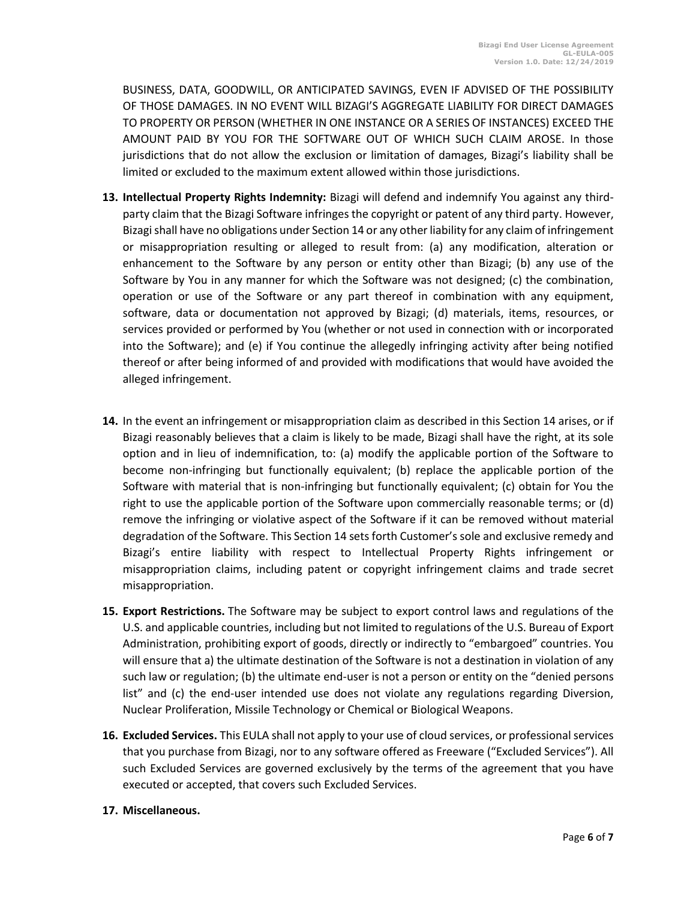BUSINESS, DATA, GOODWILL, OR ANTICIPATED SAVINGS, EVEN IF ADVISED OF THE POSSIBILITY OF THOSE DAMAGES. IN NO EVENT WILL BIZAGI'S AGGREGATE LIABILITY FOR DIRECT DAMAGES TO PROPERTY OR PERSON (WHETHER IN ONE INSTANCE OR A SERIES OF INSTANCES) EXCEED THE AMOUNT PAID BY YOU FOR THE SOFTWARE OUT OF WHICH SUCH CLAIM AROSE. In those jurisdictions that do not allow the exclusion or limitation of damages, Bizagi's liability shall be limited or excluded to the maximum extent allowed within those jurisdictions.

13. **Intellectual Property Rights Indemnity:** Bizagi will defend and indemnify You against any third-party claim that the Bizagi Software infringes the copyright or patent of any third party. However, Bizagi shall have no obligations under Section 14 or any other liability for any claim of infringement or misappropriation resulting or alleged to result from: (a) any modification, alteration or enhancement to the Software by any person or entity other than Bizagi; (b) any use of the Software by You in any manner for which the Software was not designed; (c) the combination, operation or use of the Software or any part thereof in combination with any equipment, software, data or documentation not approved by Bizagi; (d) materials, items, resources, or services provided or performed by You (whether or not used in connection with or incorporated into the Software); and (e) if You continue the allegedly infringing activity after being notified thereof or after being informed of and provided with modifications that would have avoided the alleged infringement.

14. In the event an infringement or misappropriation claim as described in this Section 14 arises, or if Bizagi reasonably believes that a claim is likely to be made, Bizagi shall have the right, at its sole option and in lieu of indemnification, to: (a) modify the applicable portion of the Software to become non-infringing but functionally equivalent; (b) replace the applicable portion of the Software with material that is non-infringing but functionally equivalent; (c) obtain for You the right to use the applicable portion of the Software upon commercially reasonable terms; or (d) remove the infringing or violative aspect of the Software if it can be removed without material degradation of the Software. This Section 14 sets forth Customer's sole and exclusive remedy and Bizagi's entire liability with respect to Intellectual Property Rights infringement or misappropriation claims, including patent or copyright infringement claims and trade secret misappropriation.

15. **Export Restrictions.** The Software may be subject to export control laws and regulations of the U.S. and applicable countries, including but not limited to regulations of the U.S. Bureau of Export Administration, prohibiting export of goods, directly or indirectly to "embargoed" countries. You will ensure that a) the ultimate destination of the Software is not a destination in violation of any such law or regulation; (b) the ultimate end-user is not a person or entity on the "denied persons list" and (c) the end-user intended use does not violate any regulations regarding Diversion, Nuclear Proliferation, Missile Technology or Chemical or Biological Weapons.

16. **Excluded Services.** This EULA shall not apply to your use of cloud services, or professional services that you purchase from Bizagi, nor to any software offered as Freeware ("Excluded Services"). All such Excluded Services are governed exclusively by the terms of the agreement that you have executed or accepted, that covers such Excluded Services.

17. **Miscellaneous.**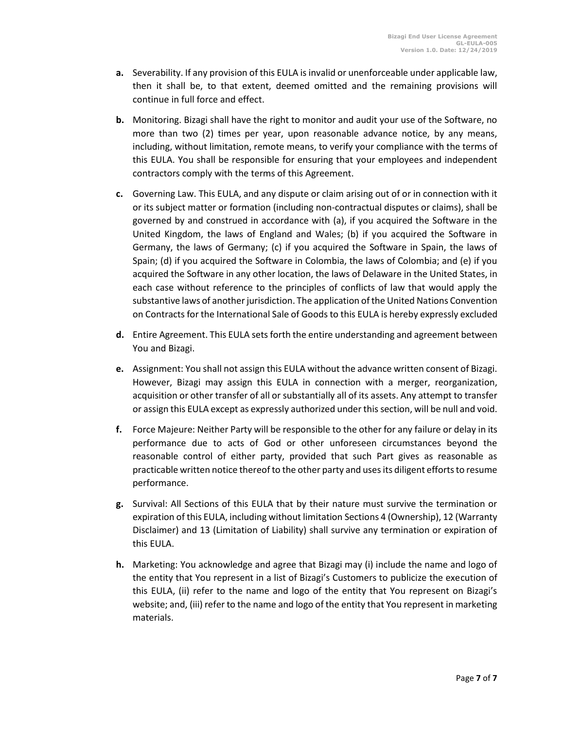**a.** Severability. If any provision of this EULA is invalid or unenforceable under applicable law, then it shall be, to that extent, deemed omitted and the remaining provisions will continue in full force and effect.

**b.** Monitoring. Bizagi shall have the right to monitor and audit your use of the Software, no more than two (2) times per year, upon reasonable advance notice, by any means, including, without limitation, remote means, to verify your compliance with the terms of this EULA. You shall be responsible for ensuring that your employees and independent contractors comply with the terms of this Agreement.

**c.** Governing Law. This EULA, and any dispute or claim arising out of or in connection with it or its subject matter or formation (including non-contractual disputes or claims), shall be governed by and construed in accordance with (a), if you acquired the Software in the United Kingdom, the laws of England and Wales; (b) if you acquired the Software in Germany, the laws of Germany; (c) if you acquired the Software in Spain, the laws of Spain; (d) if you acquired the Software in Colombia, the laws of Colombia; and (e) if you acquired the Software in any other location, the laws of Delaware in the United States, in each case without reference to the principles of conflicts of law that would apply the substantive laws of another jurisdiction. The application of the United Nations Convention on Contracts for the International Sale of Goods to this EULA is hereby expressly excluded

**d.** Entire Agreement. This EULA sets forth the entire understanding and agreement between You and Bizagi.

**e.** Assignment: You shall not assign this EULA without the advance written consent of Bizagi. However, Bizagi may assign this EULA in connection with a merger, reorganization, acquisition or other transfer of all or substantially all of its assets. Any attempt to transfer or assign this EULA except as expressly authorized under this section, will be null and void.

**f.** Force Majeure: Neither Party will be responsible to the other for any failure or delay in its performance due to acts of God or other unforeseen circumstances beyond the reasonable control of either party, provided that such Part gives as reasonable as practicable written notice thereof to the other party and uses its diligent efforts to resume performance.

**g.** Survival: All Sections of this EULA that by their nature must survive the termination or expiration of this EULA, including without limitation Sections 4 (Ownership), 12 (Warranty Disclaimer) and 13 (Limitation of Liability) shall survive any termination or expiration of this EULA.

**h.** Marketing: You acknowledge and agree that Bizagi may (i) include the name and logo of the entity that You represent in a list of Bizagi's Customers to publicize the execution of this EULA, (ii) refer to the name and logo of the entity that You represent on Bizagi's website; and, (iii) refer to the name and logo of the entity that You represent in marketing materials.